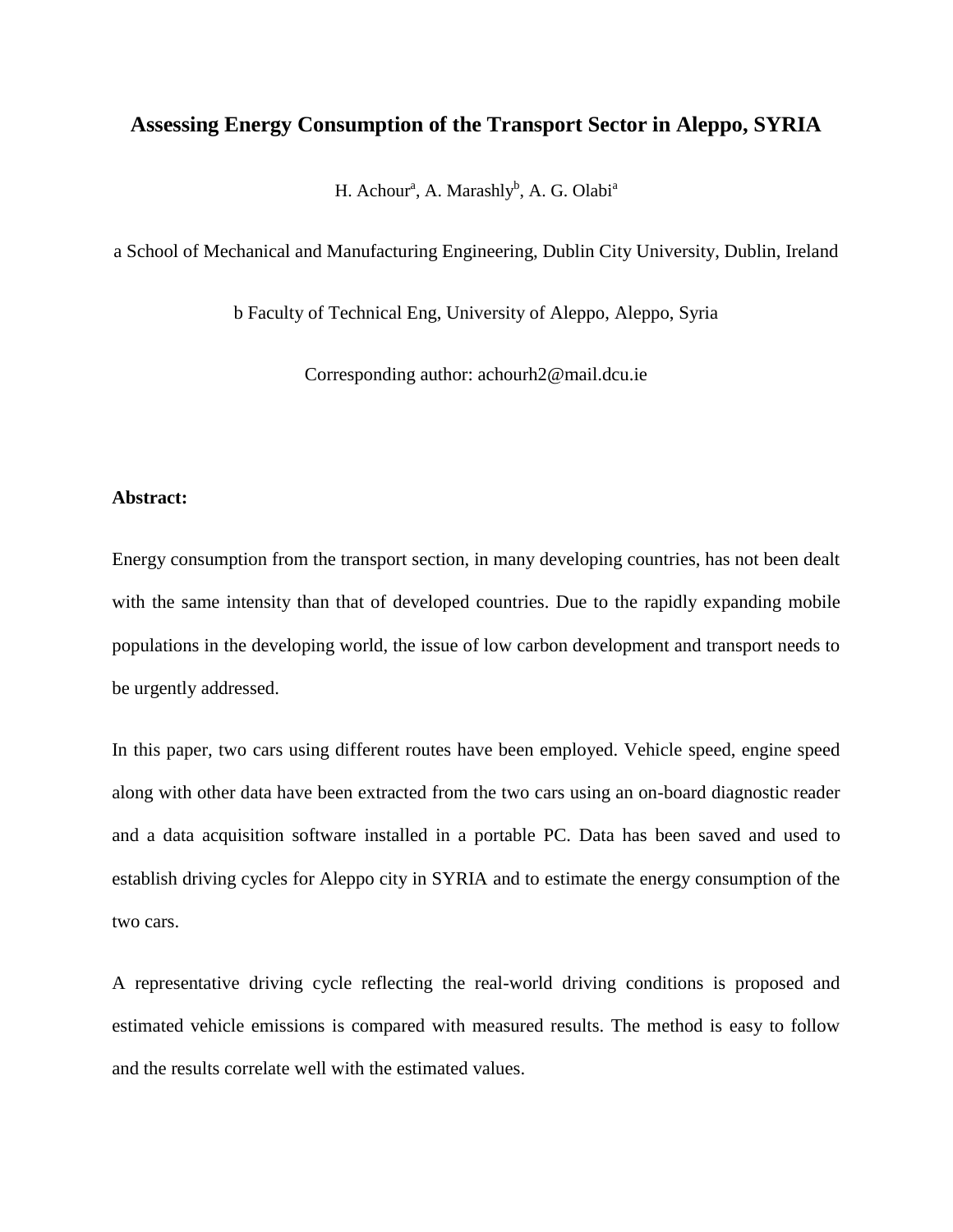# Assessing Energy Consumption of the Transport Sector in Aleppo, SYRIA

H. Achour[a], A. Marashly[b], A. G. Olabi[a]

a School of Mechanical and Manufacturing Engineering, Dublin City University, Dublin, Ireland

b Faculty of Technical Eng, University of Aleppo, Aleppo, Syria

Corresponding author: achourh2@mail.dcu.ie

**Abstract:**

Energy consumption from the transport section, in many developing countries, has not been dealt with the same intensity than that of developed countries. Due to the rapidly expanding mobile populations in the developing world, the issue of low carbon development and transport needs to be urgently addressed.

In this paper, two cars using different routes have been employed. Vehicle speed, engine speed along with other data have been extracted from the two cars using an on-board diagnostic reader and a data acquisition software installed in a portable PC. Data has been saved and used to establish driving cycles for Aleppo city in SYRIA and to estimate the energy consumption of the two cars.

A representative driving cycle reflecting the real-world driving conditions is proposed and estimated vehicle emissions is compared with measured results. The method is easy to follow and the results correlate well with the estimated values.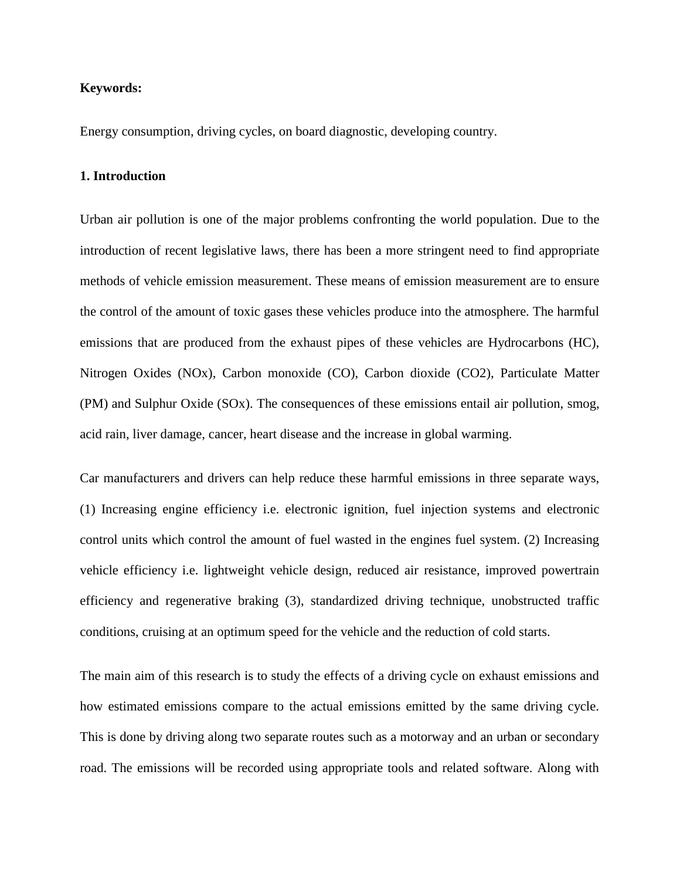**Keywords:**

Energy consumption, driving cycles, on board diagnostic, developing country.

## 1. Introduction

Urban air pollution is one of the major problems confronting the world population. Due to the introduction of recent legislative laws, there has been a more stringent need to find appropriate methods of vehicle emission measurement. These means of emission measurement are to ensure the control of the amount of toxic gases these vehicles produce into the atmosphere. The harmful emissions that are produced from the exhaust pipes of these vehicles are Hydrocarbons (HC), Nitrogen Oxides (NOx), Carbon monoxide (CO), Carbon dioxide ($CO_2$), Particulate Matter (PM) and Sulphur Oxide (SOx). The consequences of these emissions entail air pollution, smog, acid rain, liver damage, cancer, heart disease and the increase in global warming.

Car manufacturers and drivers can help reduce these harmful emissions in three separate ways, (1) Increasing engine efficiency i.e. electronic ignition, fuel injection systems and electronic control units which control the amount of fuel wasted in the engines fuel system. (2) Increasing vehicle efficiency i.e. lightweight vehicle design, reduced air resistance, improved powertrain efficiency and regenerative braking (3), standardized driving technique, unobstructed traffic conditions, cruising at an optimum speed for the vehicle and the reduction of cold starts.

The main aim of this research is to study the effects of a driving cycle on exhaust emissions and how estimated emissions compare to the actual emissions emitted by the same driving cycle. This is done by driving along two separate routes such as a motorway and an urban or secondary road. The emissions will be recorded using appropriate tools and related software. Along with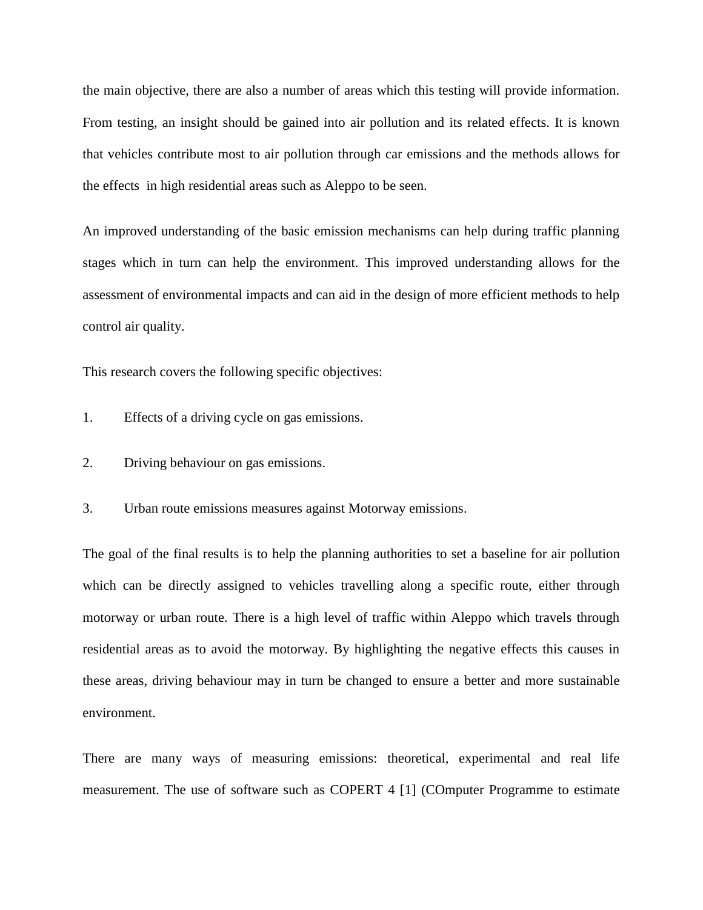the main objective, there are also a number of areas which this testing will provide information. From testing, an insight should be gained into air pollution and its related effects. It is known that vehicles contribute most to air pollution through car emissions and the methods allows for the effects in high residential areas such as Aleppo to be seen.

An improved understanding of the basic emission mechanisms can help during traffic planning stages which in turn can help the environment. This improved understanding allows for the assessment of environmental impacts and can aid in the design of more efficient methods to help control air quality.

This research covers the following specific objectives:

1. Effects of a driving cycle on gas emissions.
2. Driving behaviour on gas emissions.
3. Urban route emissions measures against Motorway emissions.

The goal of the final results is to help the planning authorities to set a baseline for air pollution which can be directly assigned to vehicles travelling along a specific route, either through motorway or urban route. There is a high level of traffic within Aleppo which travels through residential areas as to avoid the motorway. By highlighting the negative effects this causes in these areas, driving behaviour may in turn be changed to ensure a better and more sustainable environment.

There are many ways of measuring emissions: theoretical, experimental and real life measurement. The use of software such as COPERT 4 [1] (COmputer Programme to estimate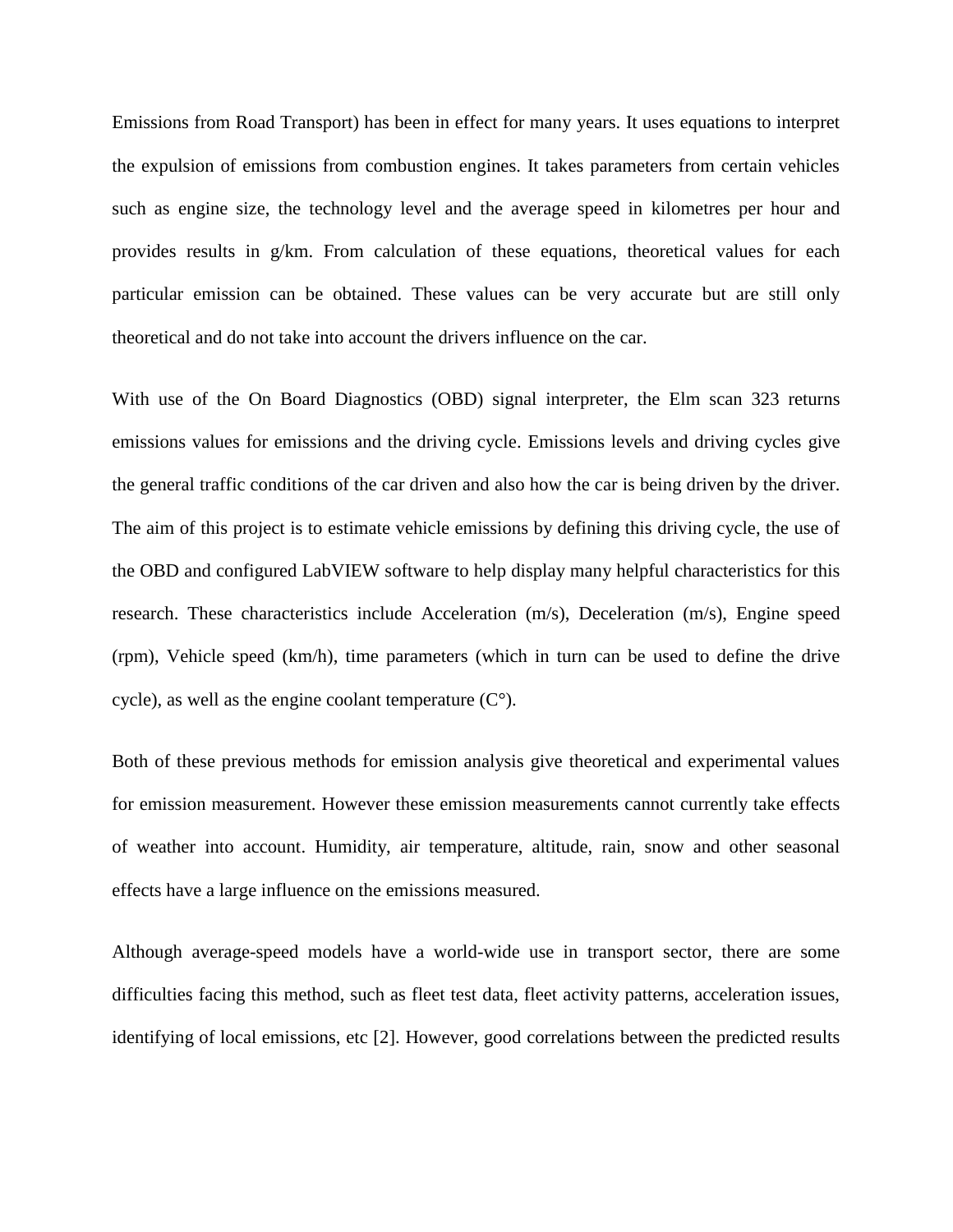Emissions from Road Transport) has been in effect for many years. It uses equations to interpret the expulsion of emissions from combustion engines. It takes parameters from certain vehicles such as engine size, the technology level and the average speed in kilometres per hour and provides results in g/km. From calculation of these equations, theoretical values for each particular emission can be obtained. These values can be very accurate but are still only theoretical and do not take into account the drivers influence on the car.

With use of the On Board Diagnostics (OBD) signal interpreter, the Elm scan 323 returns emissions values for emissions and the driving cycle. Emissions levels and driving cycles give the general traffic conditions of the car driven and also how the car is being driven by the driver. The aim of this project is to estimate vehicle emissions by defining this driving cycle, the use of the OBD and configured LabVIEW software to help display many helpful characteristics for this research. These characteristics include Acceleration (m/s), Deceleration (m/s), Engine speed (rpm), Vehicle speed (km/h), time parameters (which in turn can be used to define the drive cycle), as well as the engine coolant temperature (C°).

Both of these previous methods for emission analysis give theoretical and experimental values for emission measurement. However these emission measurements cannot currently take effects of weather into account. Humidity, air temperature, altitude, rain, snow and other seasonal effects have a large influence on the emissions measured.

Although average-speed models have a world-wide use in transport sector, there are some difficulties facing this method, such as fleet test data, fleet activity patterns, acceleration issues, identifying of local emissions, etc [2]. However, good correlations between the predicted results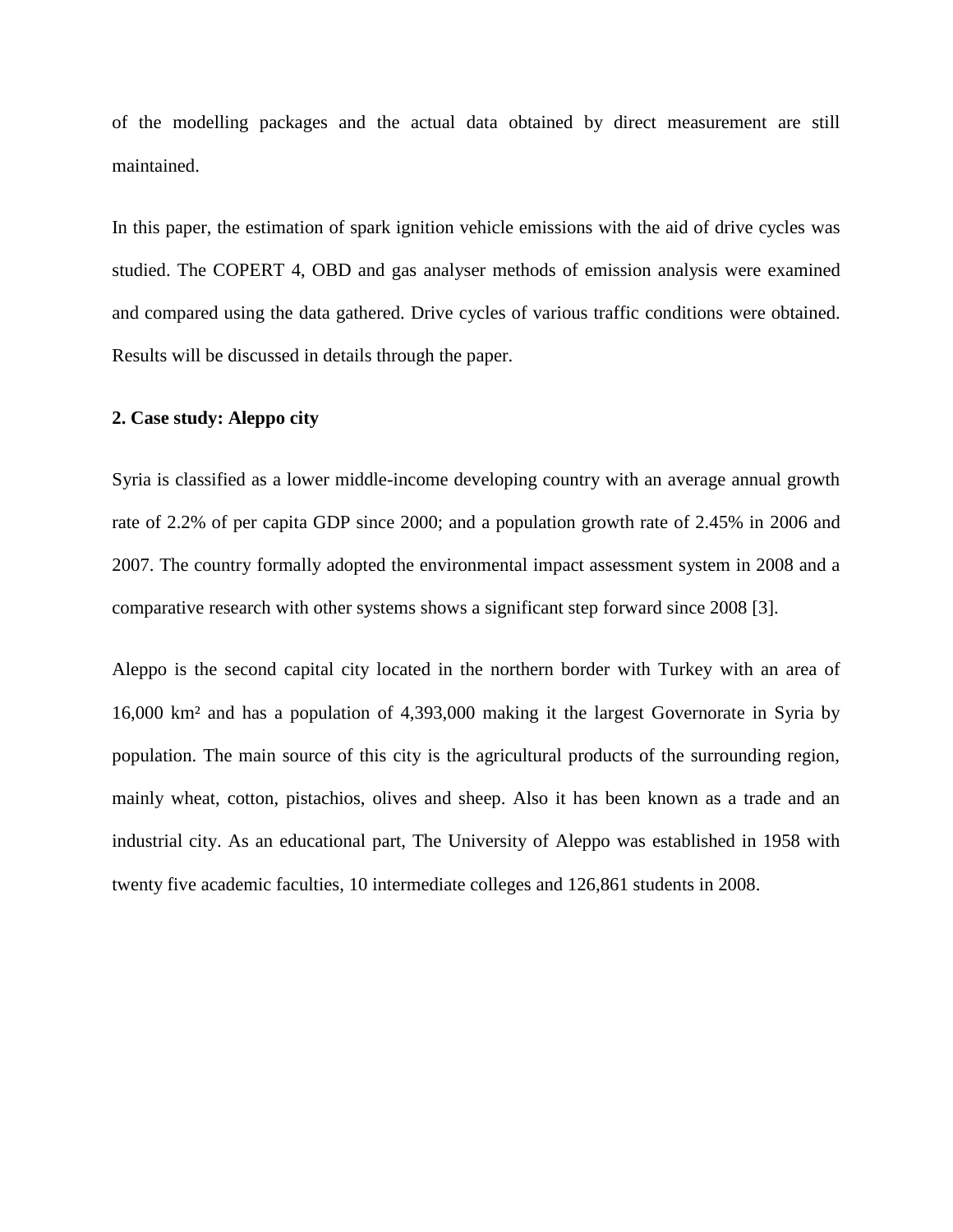of the modelling packages and the actual data obtained by direct measurement are still maintained.

In this paper, the estimation of spark ignition vehicle emissions with the aid of drive cycles was studied. The COPERT 4, OBD and gas analyser methods of emission analysis were examined and compared using the data gathered. Drive cycles of various traffic conditions were obtained. Results will be discussed in details through the paper.

## 2. Case study: Aleppo city

Syria is classified as a lower middle-income developing country with an average annual growth rate of 2.2% of per capita GDP since 2000; and a population growth rate of 2.45% in 2006 and 2007. The country formally adopted the environmental impact assessment system in 2008 and a comparative research with other systems shows a significant step forward since 2008 [3].

Aleppo is the second capital city located in the northern border with Turkey with an area of 16,000 $km^2$ and has a population of 4,393,000 making it the largest Governorate in Syria by population. The main source of this city is the agricultural products of the surrounding region, mainly wheat, cotton, pistachios, olives and sheep. Also it has been known as a trade and an industrial city. As an educational part, The University of Aleppo was established in 1958 with twenty five academic faculties, 10 intermediate colleges and 126,861 students in 2008.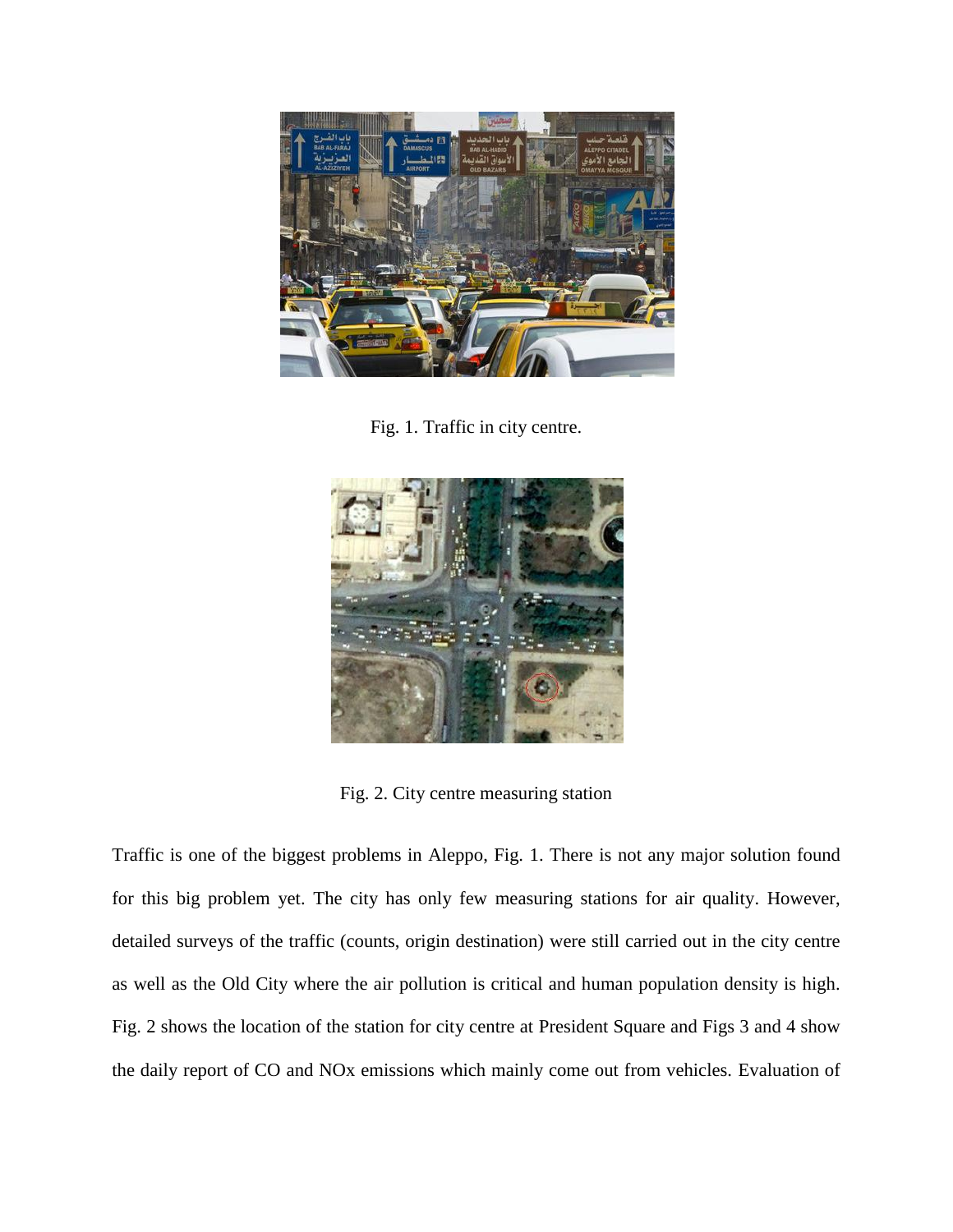Fig. 1. Traffic in city centre.

Fig. 2. City centre measuring station

Traffic is one of the biggest problems in Aleppo, Fig. 1. There is not any major solution found for this big problem yet. The city has only few measuring stations for air quality. However, detailed surveys of the traffic (counts, origin destination) were still carried out in the city centre as well as the Old City where the air pollution is critical and human population density is high. Fig. 2 shows the location of the station for city centre at President Square and Figs 3 and 4 show the daily report of CO and NOx emissions which mainly come out from vehicles. Evaluation of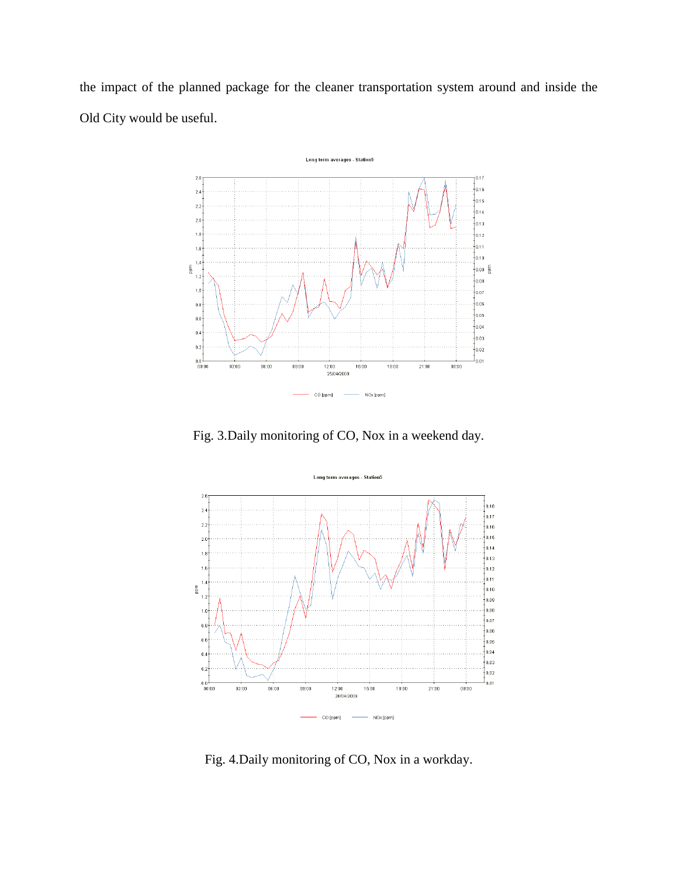the impact of the planned package for the cleaner transportation system around and inside the Old City would be useful.

Fig. 3.Daily monitoring of CO, Nox in a weekend day.

Fig. 4.Daily monitoring of CO, Nox in a workday.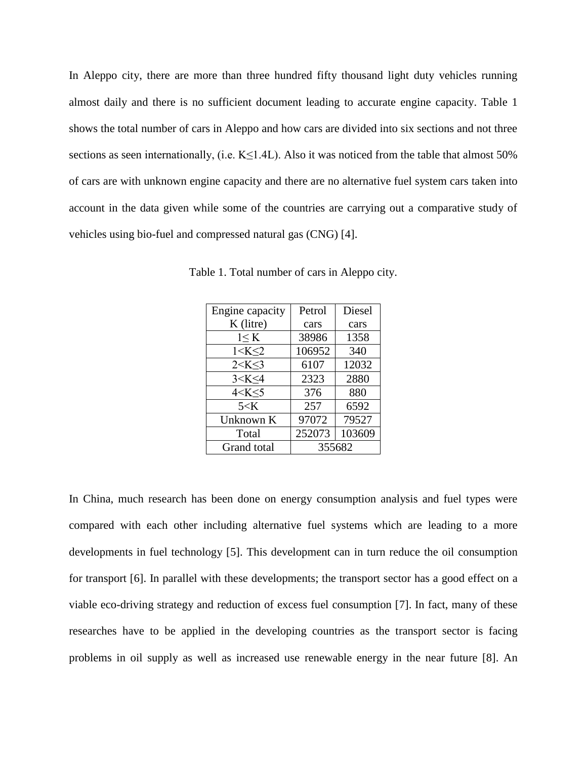In Aleppo city, there are more than three hundred fifty thousand light duty vehicles running almost daily and there is no sufficient document leading to accurate engine capacity. Table 1 shows the total number of cars in Aleppo and how cars are divided into six sections and not three sections as seen internationally, (i.e. $K \leq 1.4L$). Also it was noticed from the table that almost 50% of cars are with unknown engine capacity and there are no alternative fuel system cars taken into account in the data given while some of the countries are carrying out a comparative study of vehicles using bio-fuel and compressed natural gas (CNG) [4].

Table 1. Total number of cars in Aleppo city.

| Engine capacity K (litre) | Petrol cars | Diesel cars |
|---|---|---|
| $1 \leq K$ | 38986 | 1358 |
| $1 < K \leq 2$ | 106952 | 340 |
| $2 < K \leq 3$ | 6107 | 12032 |
| $3 < K \leq 4$ | 2323 | 2880 |
| $4 < K \leq 5$ | 376 | 880 |
| $5 < K$ | 257 | 6592 |
| Unknown K | 97072 | 79527 |
| Total | 252073 | 103609 |
| Grand total | 355682 | |

In China, much research has been done on energy consumption analysis and fuel types were compared with each other including alternative fuel systems which are leading to a more developments in fuel technology [5]. This development can in turn reduce the oil consumption for transport [6]. In parallel with these developments; the transport sector has a good effect on a viable eco-driving strategy and reduction of excess fuel consumption [7]. In fact, many of these researches have to be applied in the developing countries as the transport sector is facing problems in oil supply as well as increased use renewable energy in the near future [8]. An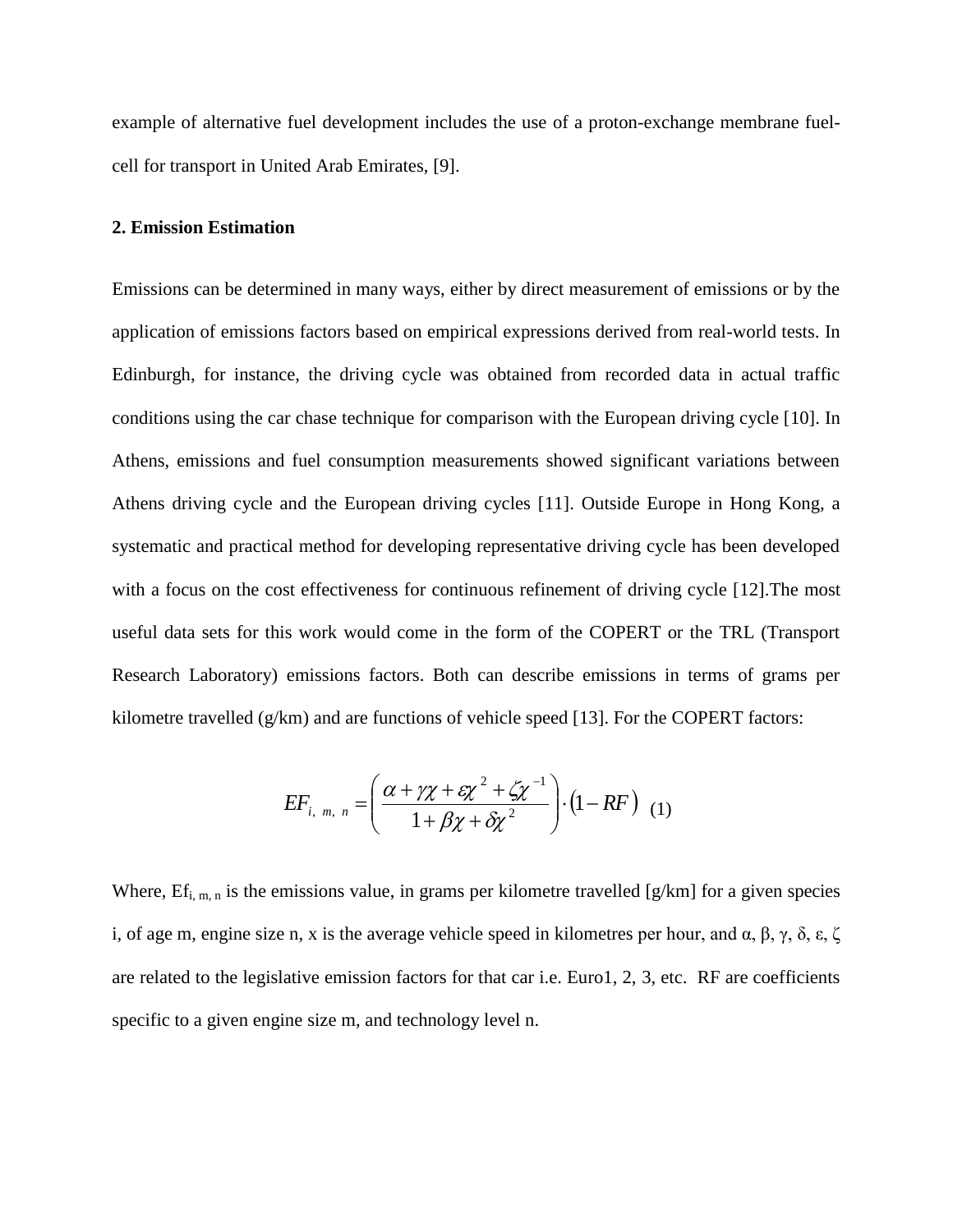example of alternative fuel development includes the use of a proton-exchange membrane fuel-cell for transport in United Arab Emirates, [9].

## 2. Emission Estimation

Emissions can be determined in many ways, either by direct measurement of emissions or by the application of emissions factors based on empirical expressions derived from real-world tests. In Edinburgh, for instance, the driving cycle was obtained from recorded data in actual traffic conditions using the car chase technique for comparison with the European driving cycle [10]. In Athens, emissions and fuel consumption measurements showed significant variations between Athens driving cycle and the European driving cycles [11]. Outside Europe in Hong Kong, a systematic and practical method for developing representative driving cycle has been developed with a focus on the cost effectiveness for continuous refinement of driving cycle [12].The most useful data sets for this work would come in the form of the COPERT or the TRL (Transport Research Laboratory) emissions factors. Both can describe emissions in terms of grams per kilometre travelled (g/km) and are functions of vehicle speed [13]. For the COPERT factors:

$$EF_{i,\ m,\ n} = \left( \frac{\alpha + \gamma\chi + \varepsilon\chi^{2} + \zeta\chi^{-1}}{1 + \beta\chi + \delta\chi^{2}} \right) \cdot (1 - RF) \quad (1)$$

Where, $Ef_{i,\ m,\ n}$ is the emissions value, in grams per kilometre travelled [g/km] for a given species i, of age m, engine size n, x is the average vehicle speed in kilometres per hour, and α, β, γ, δ, ε, ζ are related to the legislative emission factors for that car i.e. Euro1, 2, 3, etc. RF are coefficients specific to a given engine size m, and technology level n.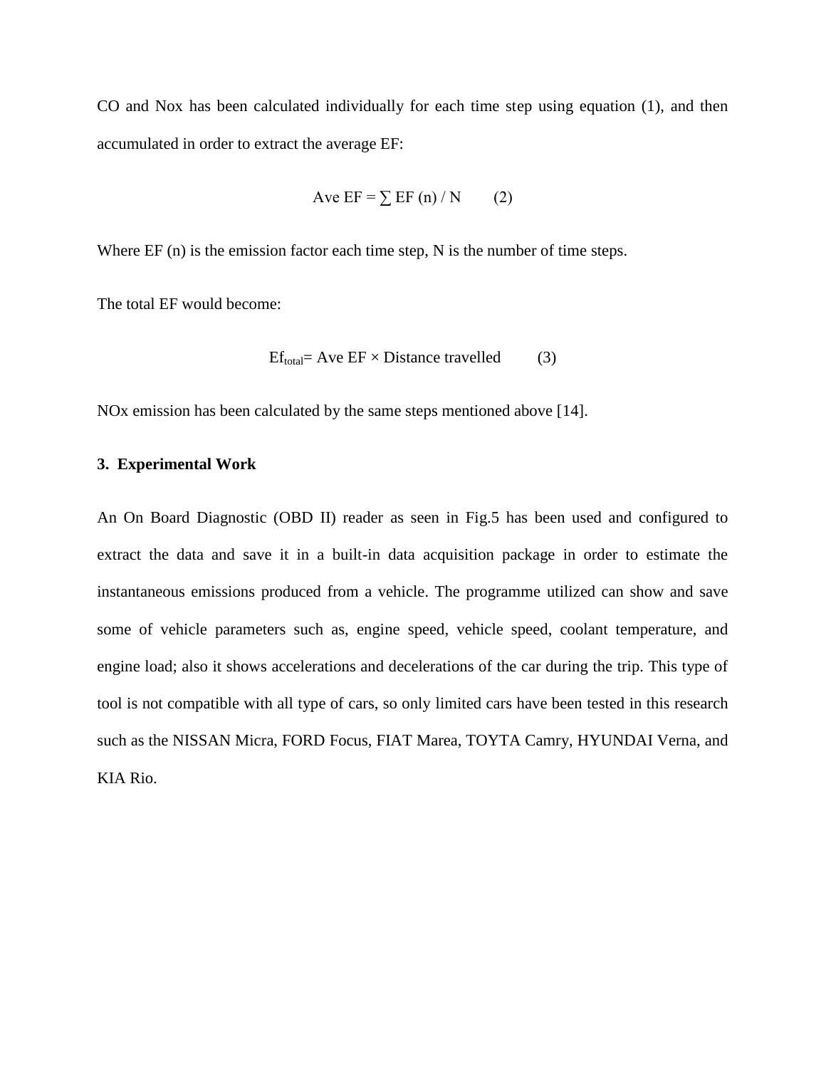CO and Nox has been calculated individually for each time step using equation (1), and then accumulated in order to extract the average EF:

$$\text{Ave EF} = \sum \text{EF (n)} / \text{N} \qquad (2)$$

Where EF (n) is the emission factor each time step, N is the number of time steps.

The total EF would become:

$$Ef_{total} = \text{Ave EF} \times \text{Distance travelled} \qquad (3)$$

NOx emission has been calculated by the same steps mentioned above [14].

### 3. Experimental Work

An On Board Diagnostic (OBD II) reader as seen in Fig.5 has been used and configured to extract the data and save it in a built-in data acquisition package in order to estimate the instantaneous emissions produced from a vehicle. The programme utilized can show and save some of vehicle parameters such as, engine speed, vehicle speed, coolant temperature, and engine load; also it shows accelerations and decelerations of the car during the trip. This type of tool is not compatible with all type of cars, so only limited cars have been tested in this research such as the NISSAN Micra, FORD Focus, FIAT Marea, TOYTA Camry, HYUNDAI Verna, and KIA Rio.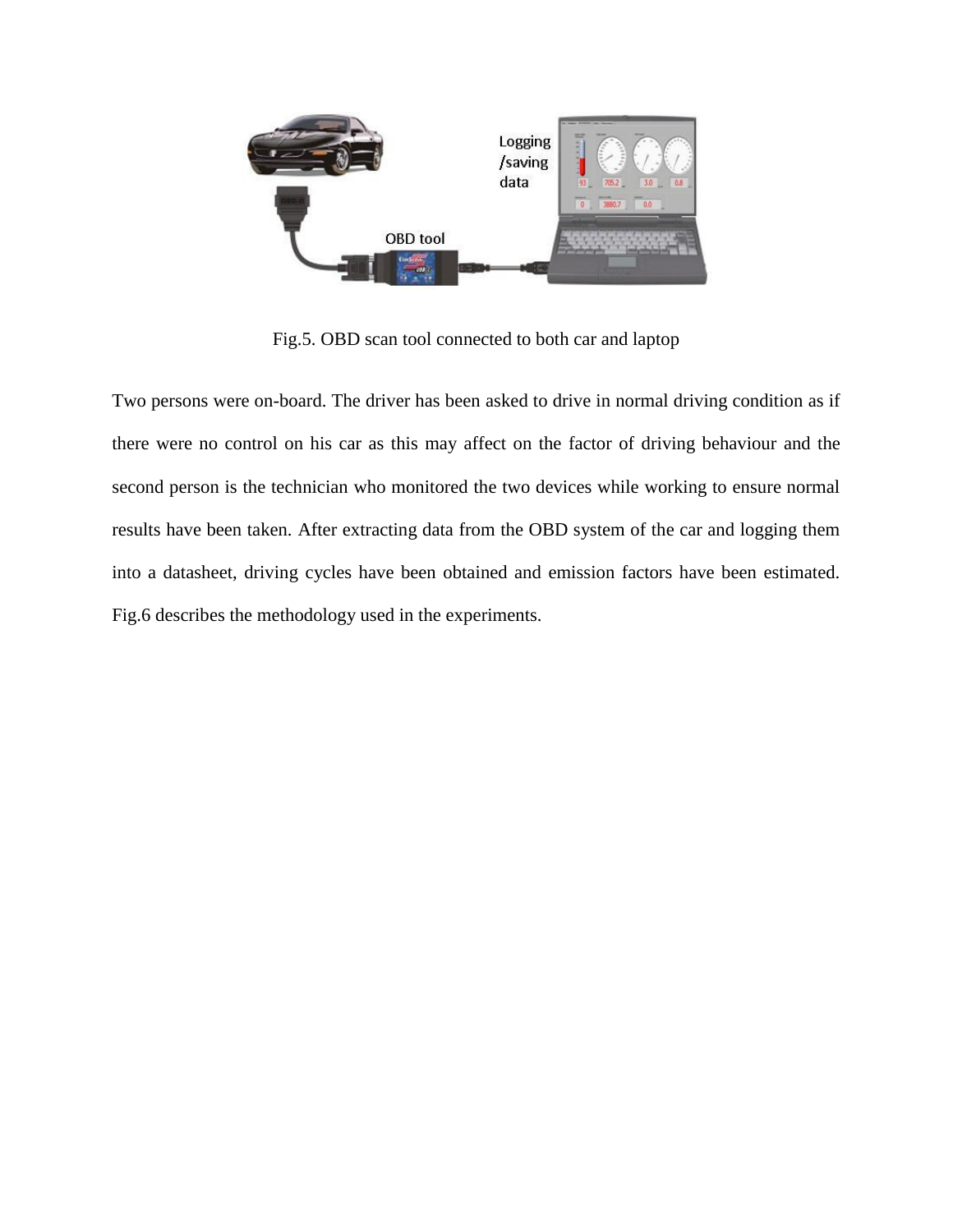Fig.5. OBD scan tool connected to both car and laptop

Two persons were on-board. The driver has been asked to drive in normal driving condition as if there were no control on his car as this may affect on the factor of driving behaviour and the second person is the technician who monitored the two devices while working to ensure normal results have been taken. After extracting data from the OBD system of the car and logging them into a datasheet, driving cycles have been obtained and emission factors have been estimated. Fig.6 describes the methodology used in the experiments.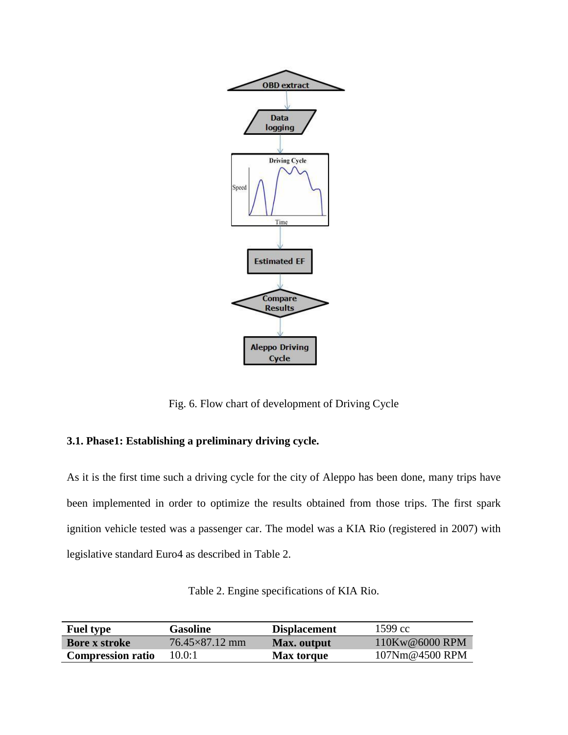Fig. 6. Flow chart of development of Driving Cycle

### 3.1. Phase1: Establishing a preliminary driving cycle.

As it is the first time such a driving cycle for the city of Aleppo has been done, many trips have been implemented in order to optimize the results obtained from those trips. The first spark ignition vehicle tested was a passenger car. The model was a KIA Rio (registered in 2007) with legislative standard Euro4 as described in Table 2.

Table 2. Engine specifications of KIA Rio.

| **Fuel type** | **Gasoline** | **Displacement** | 1599 cc |
|---|---|---|---|
| **Bore x stroke** | 76.45×87.12 mm | **Max. output** | 110Kw@6000 RPM |
| **Compression ratio** | 10.0:1 | **Max torque** | 107Nm@4500 RPM |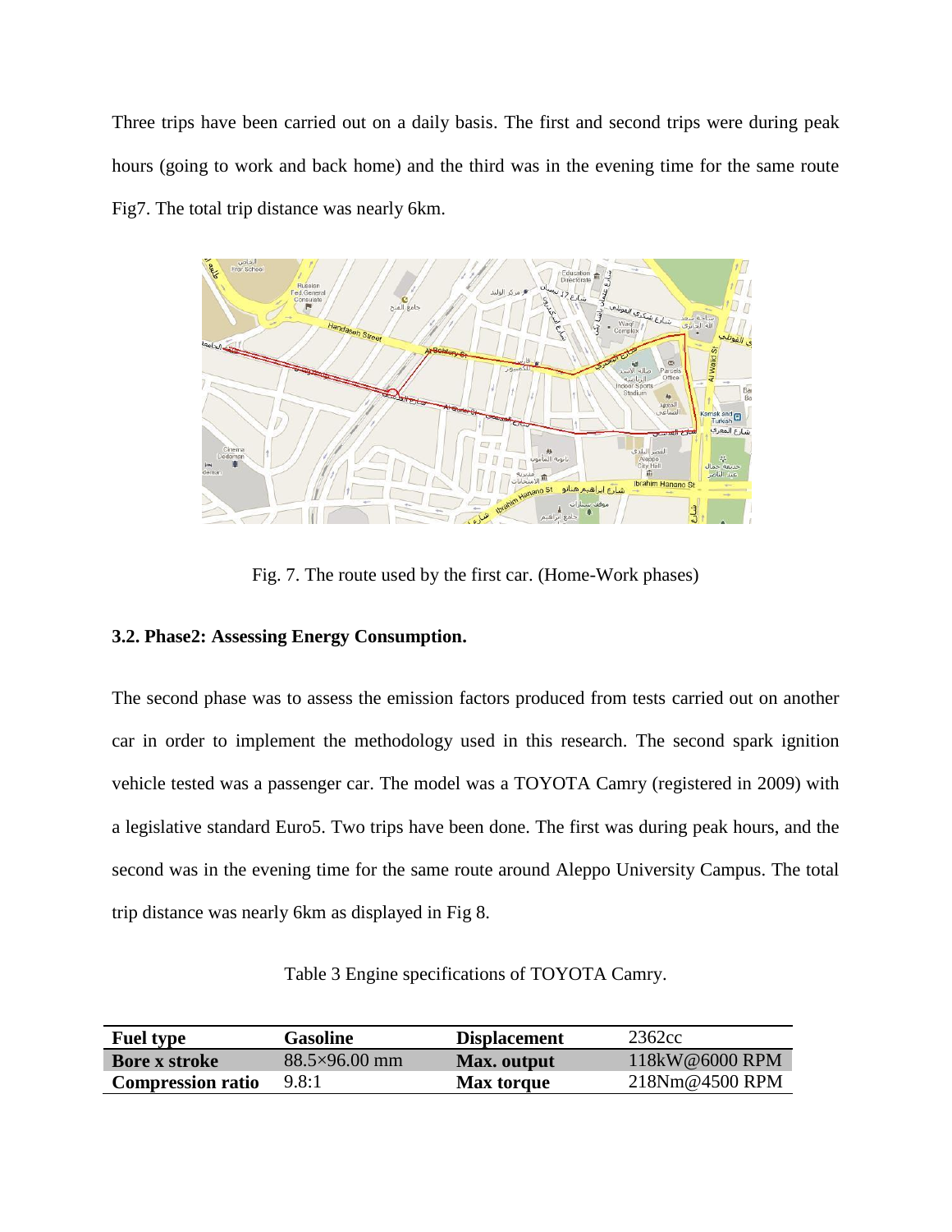Three trips have been carried out on a daily basis. The first and second trips were during peak hours (going to work and back home) and the third was in the evening time for the same route Fig7. The total trip distance was nearly 6km.

Fig. 7. The route used by the first car. (Home-Work phases)

### 3.2. Phase2: Assessing Energy Consumption.

The second phase was to assess the emission factors produced from tests carried out on another car in order to implement the methodology used in this research. The second spark ignition vehicle tested was a passenger car. The model was a TOYOTA Camry (registered in 2009) with a legislative standard Euro5. Two trips have been done. The first was during peak hours, and the second was in the evening time for the same route around Aleppo University Campus. The total trip distance was nearly 6km as displayed in Fig 8.

Table 3 Engine specifications of TOYOTA Camry.

| **Fuel type** | **Gasoline** | **Displacement** | 2362cc |
|---|---|---|---|
| **Bore x stroke** | 88.5×96.00 mm | **Max. output** | 118kW@6000 RPM |
| **Compression ratio** | 9.8:1 | **Max torque** | 218Nm@4500 RPM |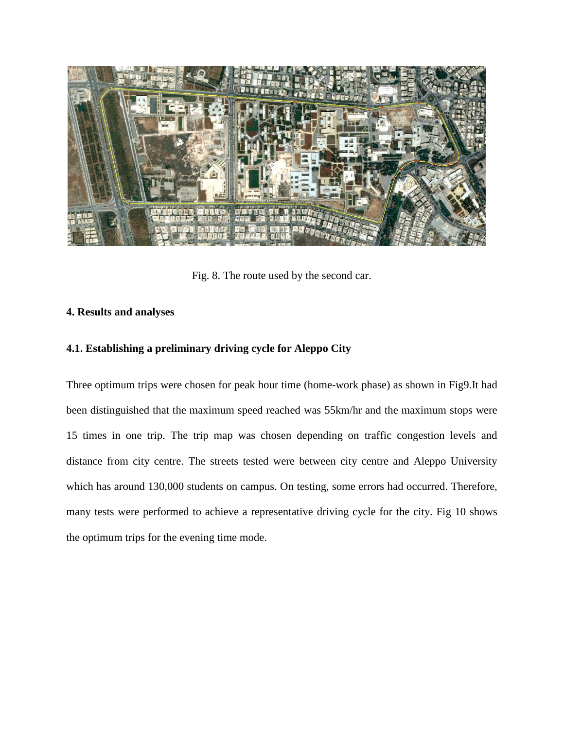Fig. 8. The route used by the second car.

**4. Results and analyses**

**4.1. Establishing a preliminary driving cycle for Aleppo City**

Three optimum trips were chosen for peak hour time (home-work phase) as shown in Fig9.It had been distinguished that the maximum speed reached was 55km/hr and the maximum stops were 15 times in one trip. The trip map was chosen depending on traffic congestion levels and distance from city centre. The streets tested were between city centre and Aleppo University which has around 130,000 students on campus. On testing, some errors had occurred. Therefore, many tests were performed to achieve a representative driving cycle for the city. Fig 10 shows the optimum trips for the evening time mode.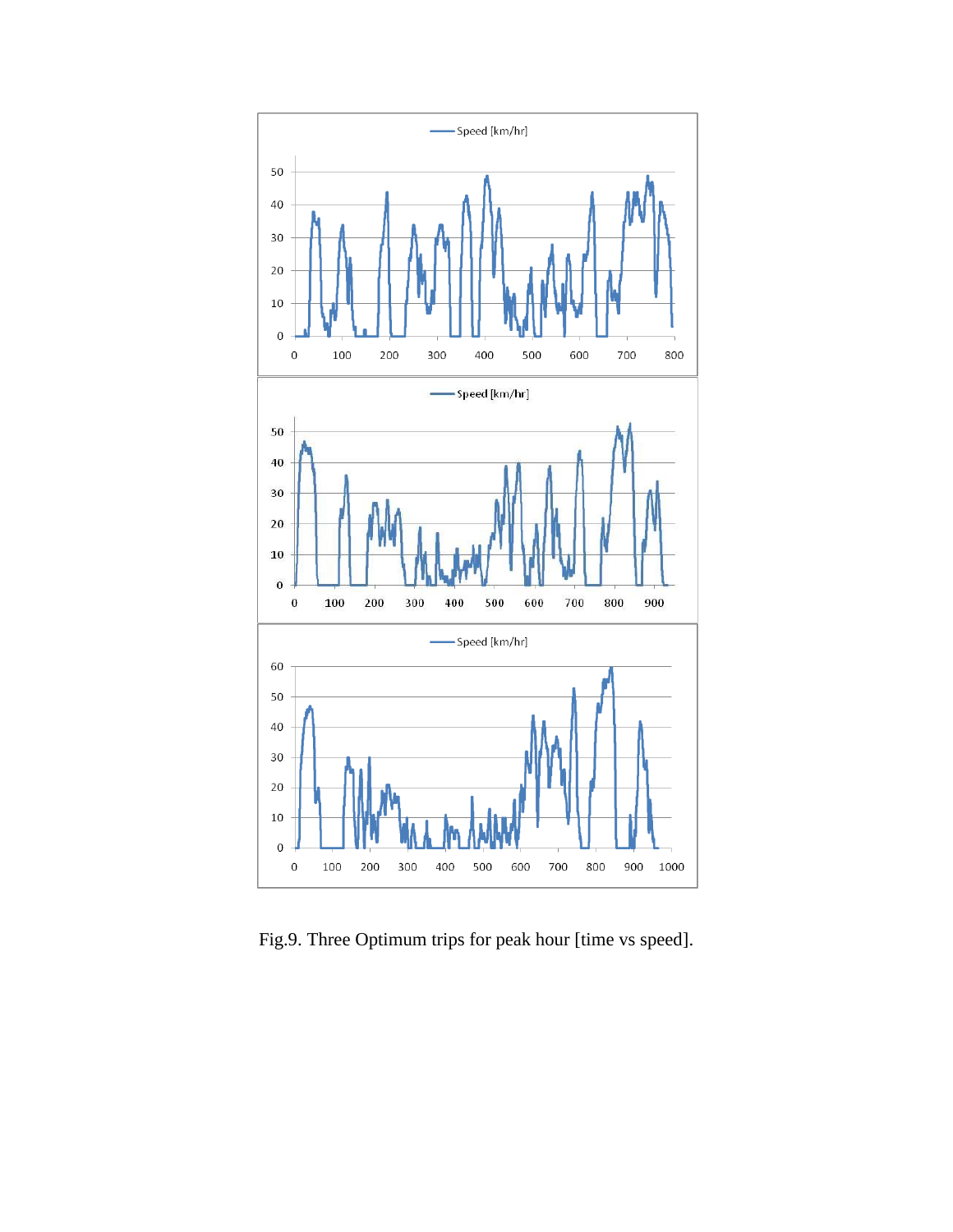Fig.9. Three Optimum trips for peak hour [time vs speed].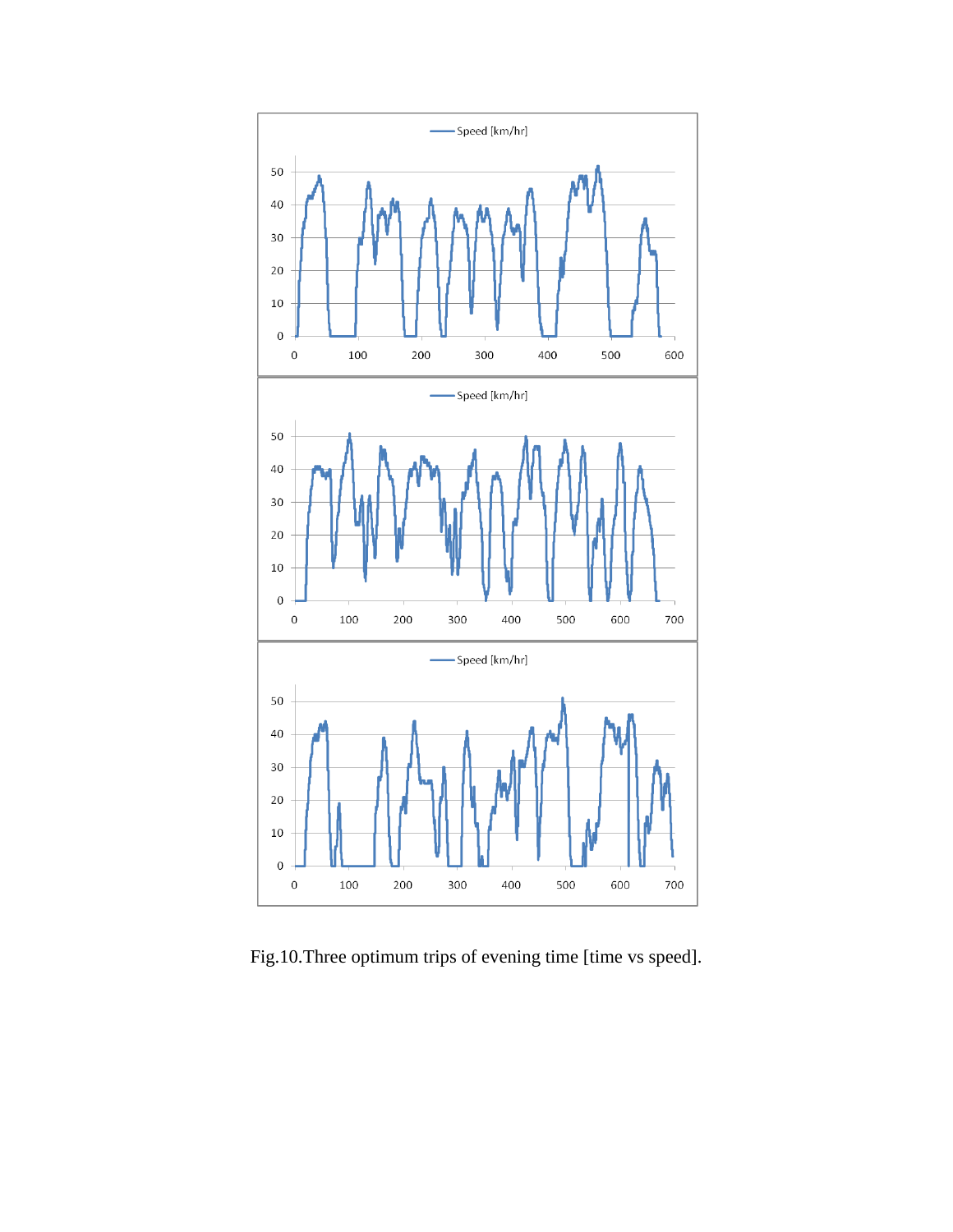Fig.10.Three optimum trips of evening time [time vs speed].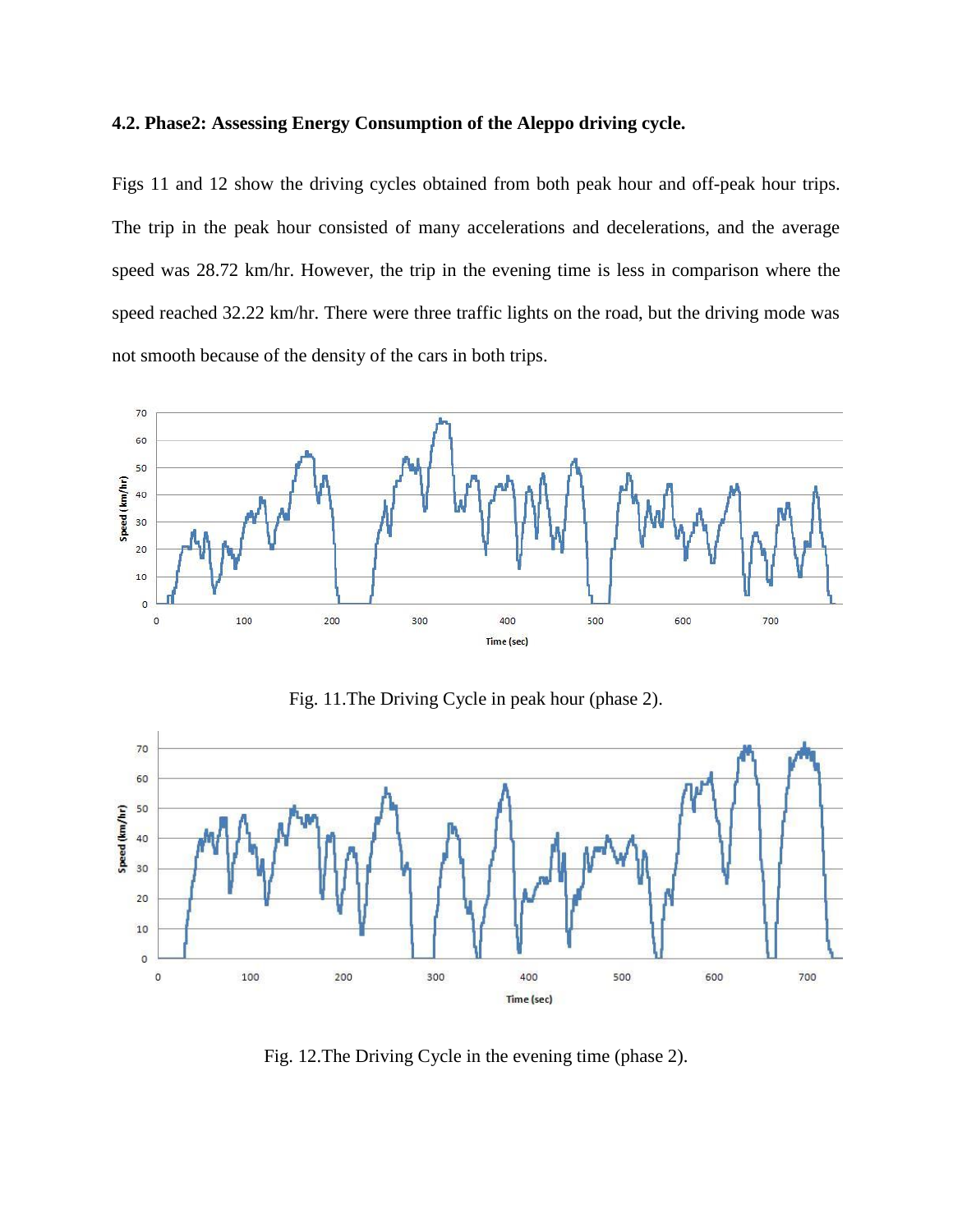### 4.2. Phase2: Assessing Energy Consumption of the Aleppo driving cycle.

Figs 11 and 12 show the driving cycles obtained from both peak hour and off-peak hour trips. The trip in the peak hour consisted of many accelerations and decelerations, and the average speed was 28.72 km/hr. However, the trip in the evening time is less in comparison where the speed reached 32.22 km/hr. There were three traffic lights on the road, but the driving mode was not smooth because of the density of the cars in both trips.

Fig. 11.The Driving Cycle in peak hour (phase 2).

Fig. 12.The Driving Cycle in the evening time (phase 2).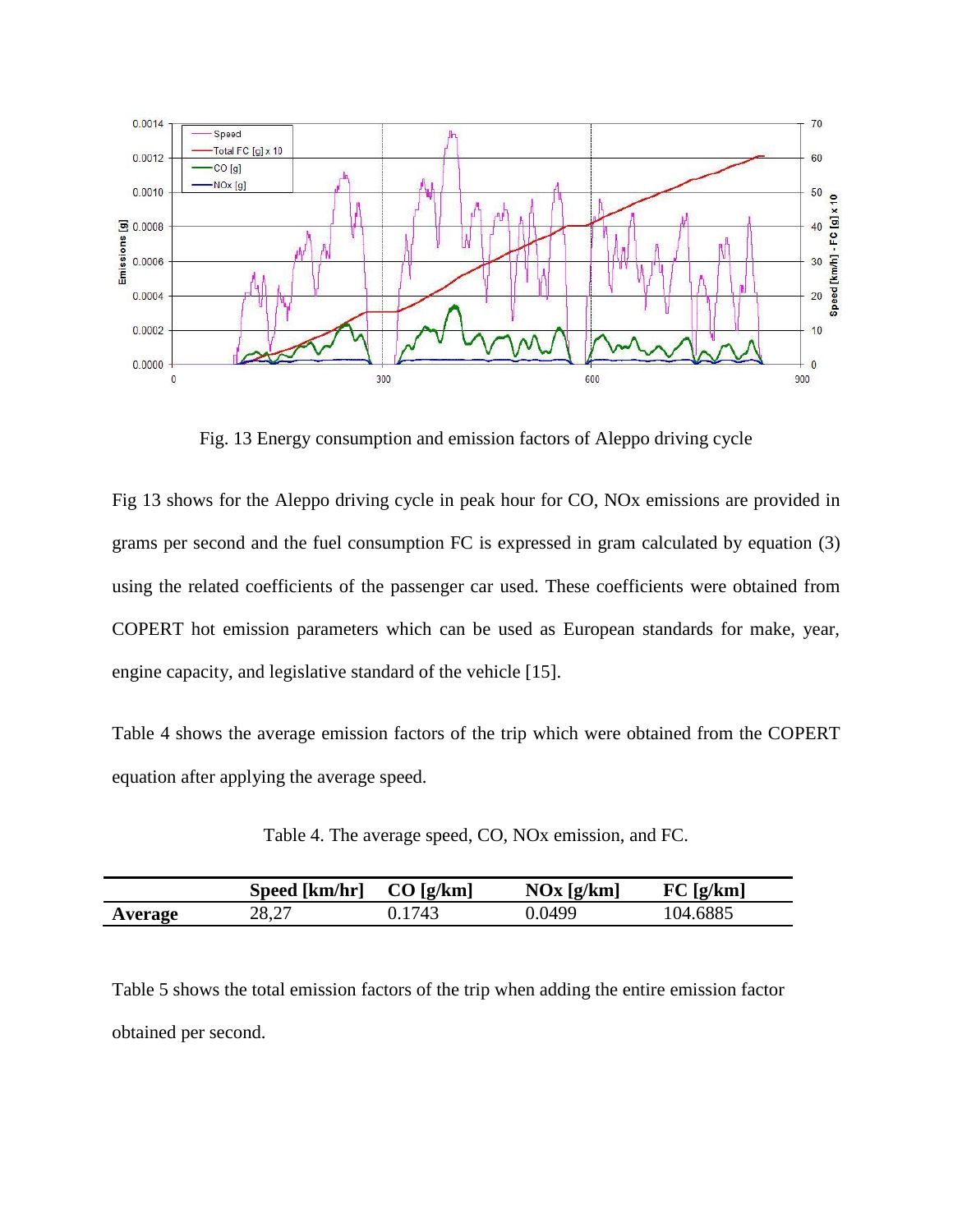Fig. 13 Energy consumption and emission factors of Aleppo driving cycle

Fig 13 shows for the Aleppo driving cycle in peak hour for CO, NOx emissions are provided in grams per second and the fuel consumption FC is expressed in gram calculated by equation (3) using the related coefficients of the passenger car used. These coefficients were obtained from COPERT hot emission parameters which can be used as European standards for make, year, engine capacity, and legislative standard of the vehicle [15].

Table 4 shows the average emission factors of the trip which were obtained from the COPERT equation after applying the average speed.

Table 4. The average speed, CO, NOx emission, and FC.

| | Speed [km/hr] | CO [g/km] | NOx [g/km] | FC [g/km] |
|---|---|---|---|---|
| **Average** | 28,27 | 0.1743 | 0.0499 | 104.6885 |

Table 5 shows the total emission factors of the trip when adding the entire emission factor obtained per second.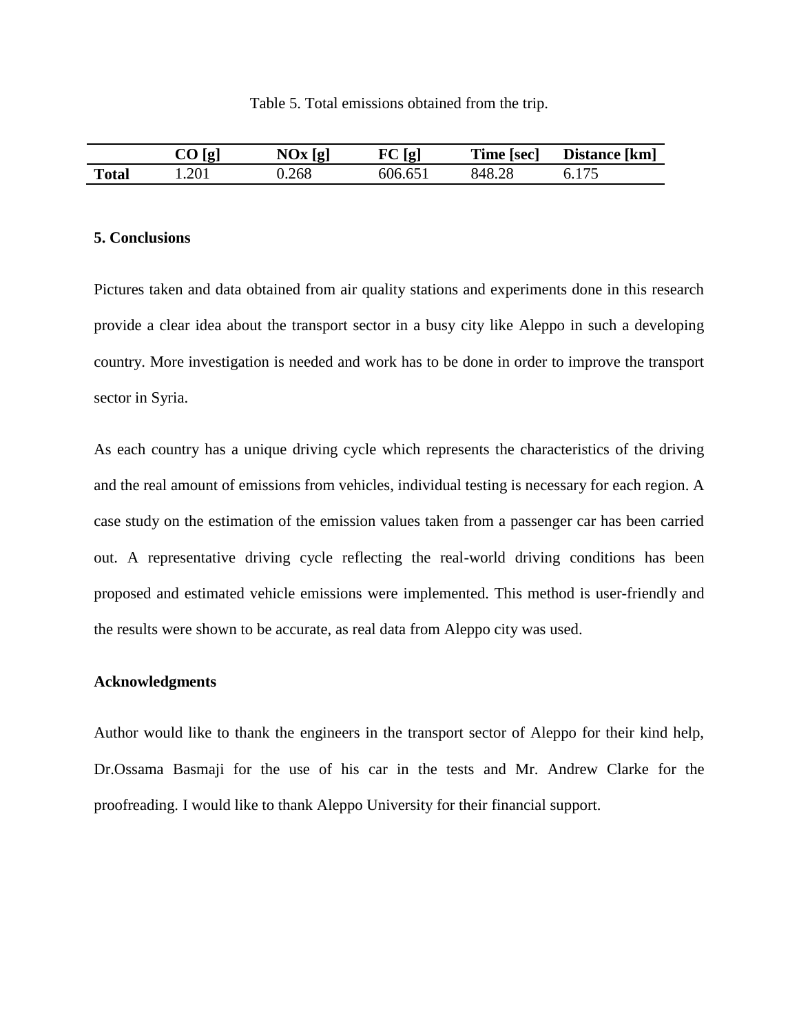Table 5. Total emissions obtained from the trip.

| | CO [g] | NOx [g] | FC [g] | Time [sec] | Distance [km] |
|---|---|---|---|---|---|
| **Total** | 1.201 | 0.268 | 606.651 | 848.28 | 6.175 |

## 5. Conclusions

Pictures taken and data obtained from air quality stations and experiments done in this research provide a clear idea about the transport sector in a busy city like Aleppo in such a developing country. More investigation is needed and work has to be done in order to improve the transport sector in Syria.

As each country has a unique driving cycle which represents the characteristics of the driving and the real amount of emissions from vehicles, individual testing is necessary for each region. A case study on the estimation of the emission values taken from a passenger car has been carried out. A representative driving cycle reflecting the real-world driving conditions has been proposed and estimated vehicle emissions were implemented. This method is user-friendly and the results were shown to be accurate, as real data from Aleppo city was used.

## Acknowledgments

Author would like to thank the engineers in the transport sector of Aleppo for their kind help, Dr.Ossama Basmaji for the use of his car in the tests and Mr. Andrew Clarke for the proofreading. I would like to thank Aleppo University for their financial support.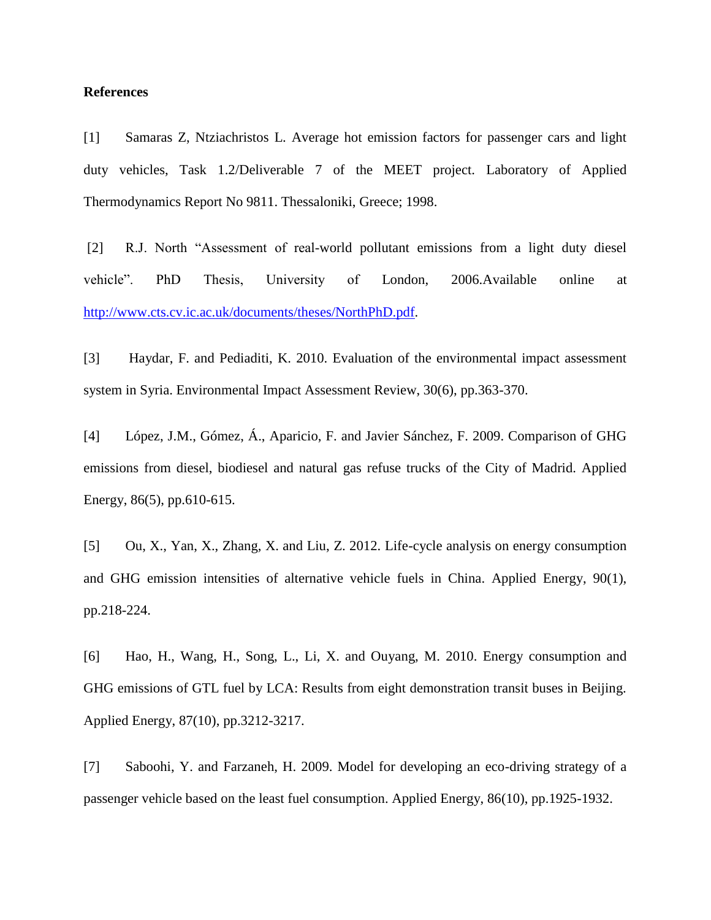**References**

[1] Samaras Z, Ntziachristos L. Average hot emission factors for passenger cars and light duty vehicles, Task 1.2/Deliverable 7 of the MEET project. Laboratory of Applied Thermodynamics Report No 9811. Thessaloniki, Greece; 1998.

[2] R.J. North "Assessment of real-world pollutant emissions from a light duty diesel vehicle". PhD Thesis, University of London, 2006.Available online at http://www.cts.cv.ic.ac.uk/documents/theses/NorthPhD.pdf.

[3] Haydar, F. and Pediaditi, K. 2010. Evaluation of the environmental impact assessment system in Syria. Environmental Impact Assessment Review, 30(6), pp.363-370.

[4] López, J.M., Gómez, Á., Aparicio, F. and Javier Sánchez, F. 2009. Comparison of GHG emissions from diesel, biodiesel and natural gas refuse trucks of the City of Madrid. Applied Energy, 86(5), pp.610-615.

[5] Ou, X., Yan, X., Zhang, X. and Liu, Z. 2012. Life-cycle analysis on energy consumption and GHG emission intensities of alternative vehicle fuels in China. Applied Energy, 90(1), pp.218-224.

[6] Hao, H., Wang, H., Song, L., Li, X. and Ouyang, M. 2010. Energy consumption and GHG emissions of GTL fuel by LCA: Results from eight demonstration transit buses in Beijing. Applied Energy, 87(10), pp.3212-3217.

[7] Saboohi, Y. and Farzaneh, H. 2009. Model for developing an eco-driving strategy of a passenger vehicle based on the least fuel consumption. Applied Energy, 86(10), pp.1925-1932.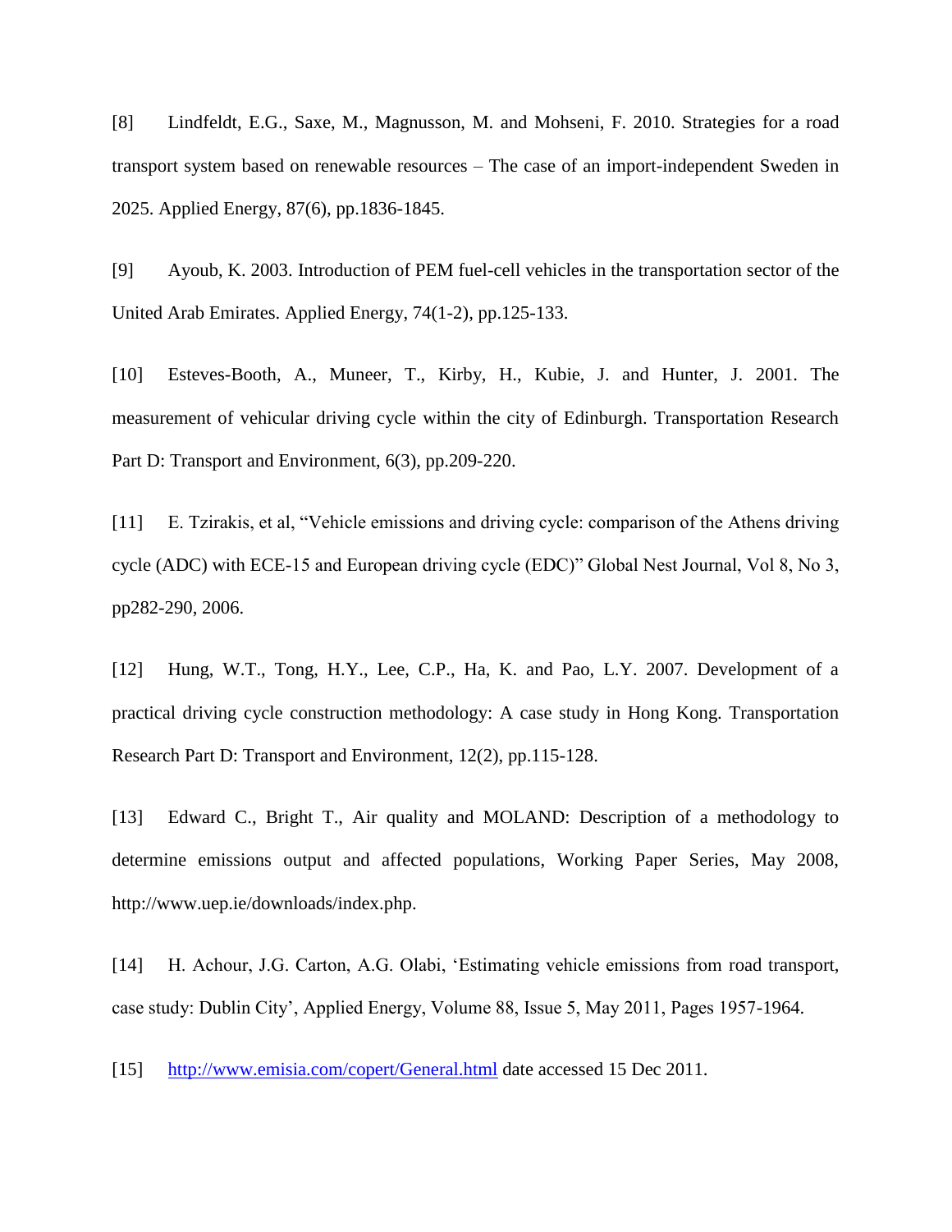[8] Lindfeldt, E.G., Saxe, M., Magnusson, M. and Mohseni, F. 2010. Strategies for a road transport system based on renewable resources – The case of an import-independent Sweden in 2025. Applied Energy, 87(6), pp.1836-1845.

[9] Ayoub, K. 2003. Introduction of PEM fuel-cell vehicles in the transportation sector of the United Arab Emirates. Applied Energy, 74(1-2), pp.125-133.

[10] Esteves-Booth, A., Muneer, T., Kirby, H., Kubie, J. and Hunter, J. 2001. The measurement of vehicular driving cycle within the city of Edinburgh. Transportation Research Part D: Transport and Environment, 6(3), pp.209-220.

[11] E. Tzirakis, et al, "Vehicle emissions and driving cycle: comparison of the Athens driving cycle (ADC) with ECE-15 and European driving cycle (EDC)" Global Nest Journal, Vol 8, No 3, pp282-290, 2006.

[12] Hung, W.T., Tong, H.Y., Lee, C.P., Ha, K. and Pao, L.Y. 2007. Development of a practical driving cycle construction methodology: A case study in Hong Kong. Transportation Research Part D: Transport and Environment, 12(2), pp.115-128.

[13] Edward C., Bright T., Air quality and MOLAND: Description of a methodology to determine emissions output and affected populations, Working Paper Series, May 2008, http://www.uep.ie/downloads/index.php.

[14] H. Achour, J.G. Carton, A.G. Olabi, 'Estimating vehicle emissions from road transport, case study: Dublin City', Applied Energy, Volume 88, Issue 5, May 2011, Pages 1957-1964.

[15] http://www.emisia.com/copert/General.html date accessed 15 Dec 2011.